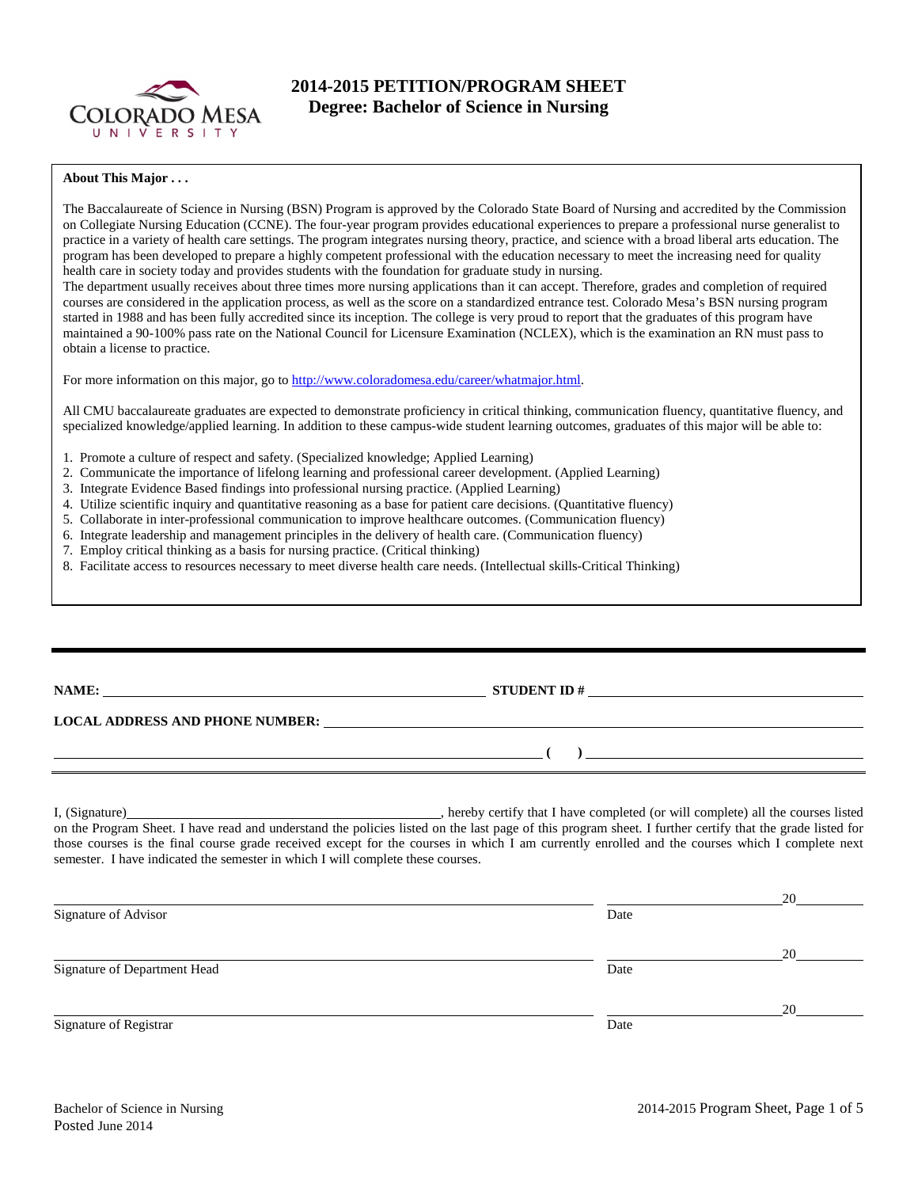# 2014-2015 PETITION/PROGRAM SHEET
## Degree: Bachelor of Science in Nursing

**About This Major . . .**

The Baccalaureate of Science in Nursing (BSN) Program is approved by the Colorado State Board of Nursing and accredited by the Commission on Collegiate Nursing Education (CCNE). The four-year program provides educational experiences to prepare a professional nurse generalist to practice in a variety of health care settings. The program integrates nursing theory, practice, and science with a broad liberal arts education. The program has been developed to prepare a highly competent professional with the education necessary to meet the increasing need for quality health care in society today and provides students with the foundation for graduate study in nursing.
The department usually receives about three times more nursing applications than it can accept. Therefore, grades and completion of required courses are considered in the application process, as well as the score on a standardized entrance test. Colorado Mesa's BSN nursing program started in 1988 and has been fully accredited since its inception. The college is very proud to report that the graduates of this program have maintained a 90-100% pass rate on the National Council for Licensure Examination (NCLEX), which is the examination an RN must pass to obtain a license to practice.

For more information on this major, go to http://www.coloradomesa.edu/career/whatmajor.html.

All CMU baccalaureate graduates are expected to demonstrate proficiency in critical thinking, communication fluency, quantitative fluency, and specialized knowledge/applied learning. In addition to these campus-wide student learning outcomes, graduates of this major will be able to:

1. Promote a culture of respect and safety. (Specialized knowledge; Applied Learning)
2. Communicate the importance of lifelong learning and professional career development. (Applied Learning)
3. Integrate Evidence Based findings into professional nursing practice. (Applied Learning)
4. Utilize scientific inquiry and quantitative reasoning as a base for patient care decisions. (Quantitative fluency)
5. Collaborate in inter-professional communication to improve healthcare outcomes. (Communication fluency)
6. Integrate leadership and management principles in the delivery of health care. (Communication fluency)
7. Employ critical thinking as a basis for nursing practice. (Critical thinking)
8. Facilitate access to resources necessary to meet diverse health care needs. (Intellectual skills-Critical Thinking)

---

**NAME:** ______________________________ **STUDENT ID #** ______________________________

**LOCAL ADDRESS AND PHONE NUMBER:** ______________________________

______________________________ **( )** ______________________________

I, (Signature)______________________________, hereby certify that I have completed (or will complete) all the courses listed on the Program Sheet. I have read and understand the policies listed on the last page of this program sheet. I further certify that the grade listed for those courses is the final course grade received except for the courses in which I am currently enrolled and the courses which I complete next semester. I have indicated the semester in which I will complete these courses.

______________________________ ______________ 20______
Signature of Advisor Date

______________________________ ______________ 20______
Signature of Department Head Date

______________________________ ______________ 20______
Signature of Registrar Date

Bachelor of Science in Nursing
Posted June 2014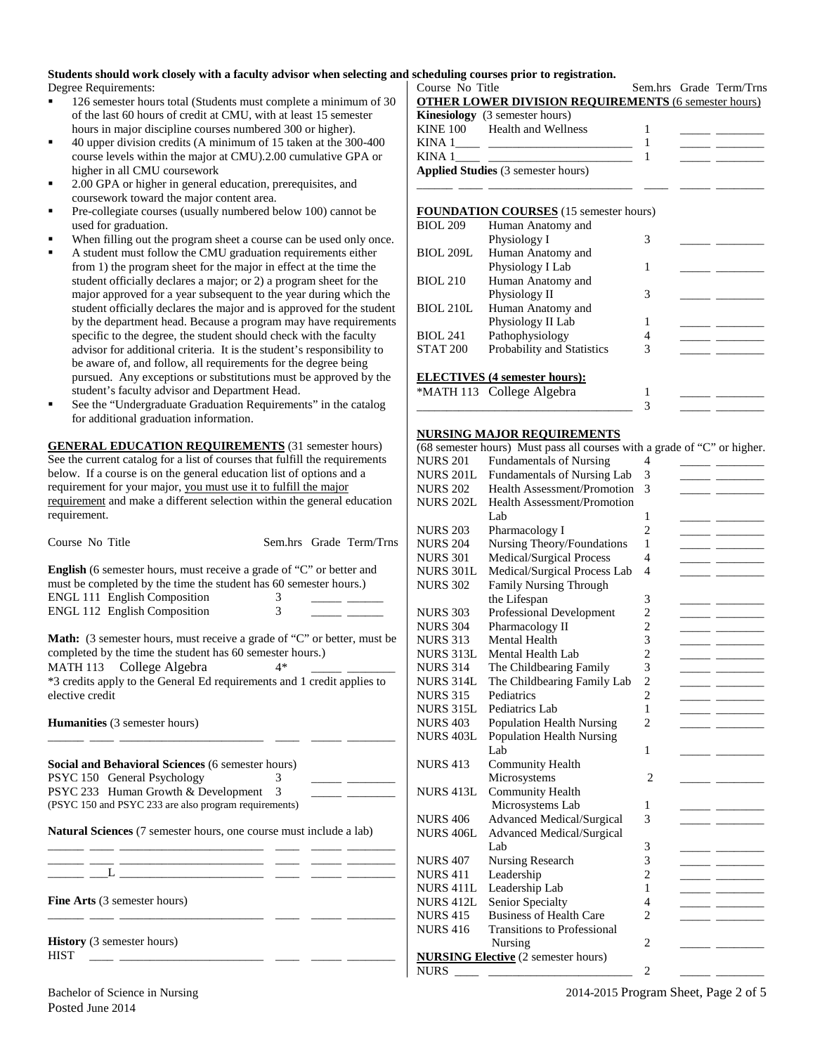**Students should work closely with a faculty advisor when selecting and scheduling courses prior to registration.**

Degree Requirements:

- 126 semester hours total (Students must complete a minimum of 30 of the last 60 hours of credit at CMU, with at least 15 semester hours in major discipline courses numbered 300 or higher).
- 40 upper division credits (A minimum of 15 taken at the 300-400 course levels within the major at CMU).2.00 cumulative GPA or higher in all CMU coursework
- 2.00 GPA or higher in general education, prerequisites, and coursework toward the major content area.
- Pre-collegiate courses (usually numbered below 100) cannot be used for graduation.
- When filling out the program sheet a course can be used only once.
- A student must follow the CMU graduation requirements either from 1) the program sheet for the major in effect at the time the student officially declares a major; or 2) a program sheet for the major approved for a year subsequent to the year during which the student officially declares the major and is approved for the student by the department head. Because a program may have requirements specific to the degree, the student should check with the faculty advisor for additional criteria. It is the student's responsibility to be aware of, and follow, all requirements for the degree being pursued. Any exceptions or substitutions must be approved by the student's faculty advisor and Department Head.
- See the "Undergraduate Graduation Requirements" in the catalog for additional graduation information.

**GENERAL EDUCATION REQUIREMENTS** (31 semester hours) See the current catalog for a list of courses that fulfill the requirements below. If a course is on the general education list of options and a requirement for your major, you must use it to fulfill the major requirement and make a different selection within the general education requirement.

| Course No | Title | Sem.hrs | Grade | Term/Trns |
|---|---|---|---|---|
| **English** (6 semester hours, must receive a grade of "C" or better and must be completed by the time the student has 60 semester hours.) | | | | |
| ENGL 111 | English Composition | 3 | _____ | ______ |
| ENGL 112 | English Composition | 3 | _____ | ______ |
| **Math:** (3 semester hours, must receive a grade of "C" or better, must be completed by the time the student has 60 semester hours.) | | | | |
| MATH 113 | College Algebra | 4* | _____ | ________ |
| *3 credits apply to the General Ed requirements and 1 credit applies to elective credit | | | | |
| **Humanities** (3 semester hours) | | | | |
| ______ ____ | ________________________ | ____ | _____ | ________ |
| **Social and Behavioral Sciences** (6 semester hours) | | | | |
| PSYC 150 | General Psychology | 3 | _____ | ________ |
| PSYC 233 | Human Growth & Development | 3 | _____ | ________ |
| (PSYC 150 and PSYC 233 are also program requirements) | | | | |
| **Natural Sciences** (7 semester hours, one course must include a lab) | | | | |
| ______ ____ | ________________________ | ____ | _____ | ________ |
| ______ ____ | ________________________ | ____ | _____ | ________ |
| ______ ___L | ________________________ | ____ | _____ | ________ |
| **Fine Arts** (3 semester hours) | | | | |
| ______ ____ | ________________________ | ____ | _____ | ________ |
| **History** (3 semester hours) | | | | |
| HIST ____ | ________________________ | ____ | _____ | ________ |

| Course No | Title | Sem.hrs | Grade | Term/Trns |
|---|---|---|---|---|
| **OTHER LOWER DIVISION REQUIREMENTS** (6 semester hours) | | | | |
| **Kinesiology** (3 semester hours) | | | | |
| KINE 100 | Health and Wellness | 1 | _____ | ________ |
| KINA 1____ | ________________________ | 1 | _____ | ________ |
| KINA 1____ | ________________________ | 1 | _____ | ________ |
| **Applied Studies** (3 semester hours) | | | | |
| ______ ____ | ________________________ | ____ | _____ | ________ |
| **FOUNDATION COURSES** (15 semester hours) | | | | |
| BIOL 209 | Human Anatomy and Physiology I | 3 | _____ | ________ |
| BIOL 209L | Human Anatomy and Physiology I Lab | 1 | _____ | ________ |
| BIOL 210 | Human Anatomy and Physiology II | 3 | _____ | ________ |
| BIOL 210L | Human Anatomy and Physiology II Lab | 1 | _____ | ________ |
| BIOL 241 | Pathophysiology | 4 | _____ | ________ |
| STAT 200 | Probability and Statistics | 3 | _____ | ________ |
| **ELECTIVES (4 semester hours):** | | | | |
| *MATH 113 | College Algebra | 1 | _____ | ________ |
| ______ | ________________________ | 3 | _____ | ________ |
| **NURSING MAJOR REQUIREMENTS** (68 semester hours) Must pass all courses with a grade of "C" or higher. | | | | |
| NURS 201 | Fundamentals of Nursing | 4 | _____ | ________ |
| NURS 201L | Fundamentals of Nursing Lab | 3 | _____ | ________ |
| NURS 202 | Health Assessment/Promotion | 3 | _____ | ________ |
| NURS 202L | Health Assessment/Promotion Lab | 1 | _____ | ________ |
| NURS 203 | Pharmacology I | 2 | _____ | ________ |
| NURS 204 | Nursing Theory/Foundations | 1 | _____ | ________ |
| NURS 301 | Medical/Surgical Process | 4 | _____ | ________ |
| NURS 301L | Medical/Surgical Process Lab | 4 | _____ | ________ |
| NURS 302 | Family Nursing Through the Lifespan | 3 | _____ | ________ |
| NURS 303 | Professional Development | 2 | _____ | ________ |
| NURS 304 | Pharmacology II | 2 | _____ | ________ |
| NURS 313 | Mental Health | 3 | _____ | ________ |
| NURS 313L | Mental Health Lab | 2 | _____ | ________ |
| NURS 314 | The Childbearing Family | 3 | _____ | ________ |
| NURS 314L | The Childbearing Family Lab | 2 | _____ | ________ |
| NURS 315 | Pediatrics | 2 | _____ | ________ |
| NURS 315L | Pediatrics Lab | 1 | _____ | ________ |
| NURS 403 | Population Health Nursing | 2 | _____ | ________ |
| NURS 403L | Population Health Nursing Lab | 1 | _____ | ________ |
| NURS 413 | Community Health Microsystems | 2 | _____ | ________ |
| NURS 413L | Community Health Microsystems Lab | 1 | _____ | ________ |
| NURS 406 | Advanced Medical/Surgical | 3 | _____ | ________ |
| NURS 406L | Advanced Medical/Surgical Lab | 3 | _____ | ________ |
| NURS 407 | Nursing Research | 3 | _____ | ________ |
| NURS 411 | Leadership | 2 | _____ | ________ |
| NURS 411L | Leadership Lab | 1 | _____ | ________ |
| NURS 412L | Senior Specialty | 4 | _____ | ________ |
| NURS 415 | Business of Health Care | 2 | _____ | ________ |
| NURS 416 | Transitions to Professional Nursing | 2 | _____ | ________ |
| **NURSING Elective** (2 semester hours) | | | | |
| NURS ____ | ________________________ | 2 | _____ | ________ |

Bachelor of Science in Nursing
Posted June 2014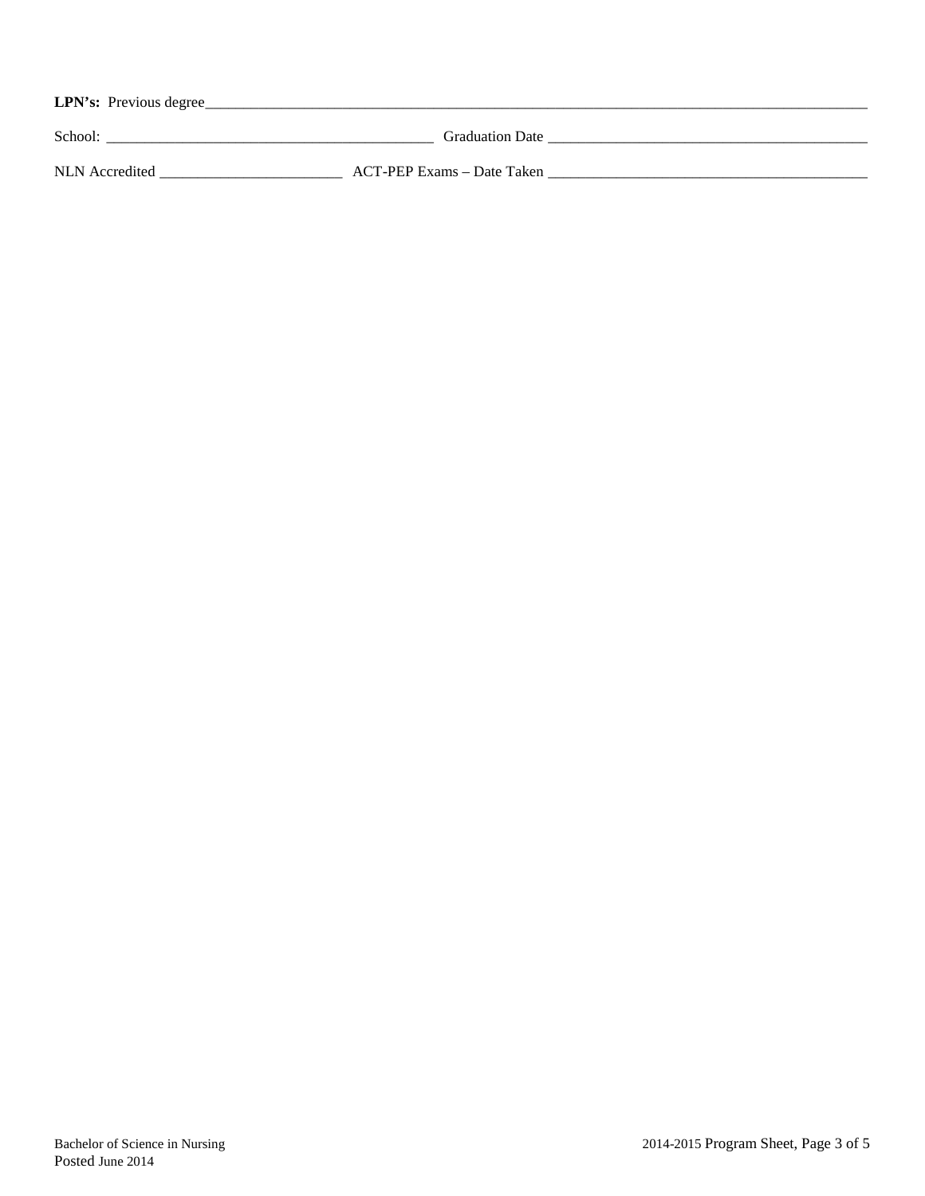**LPN's:** Previous degree________________________________________________________________________________________

School: ___________________________________________ Graduation Date __________________________________________

NLN Accredited ________________________ ACT-PEP Exams – Date Taken ___________________________________________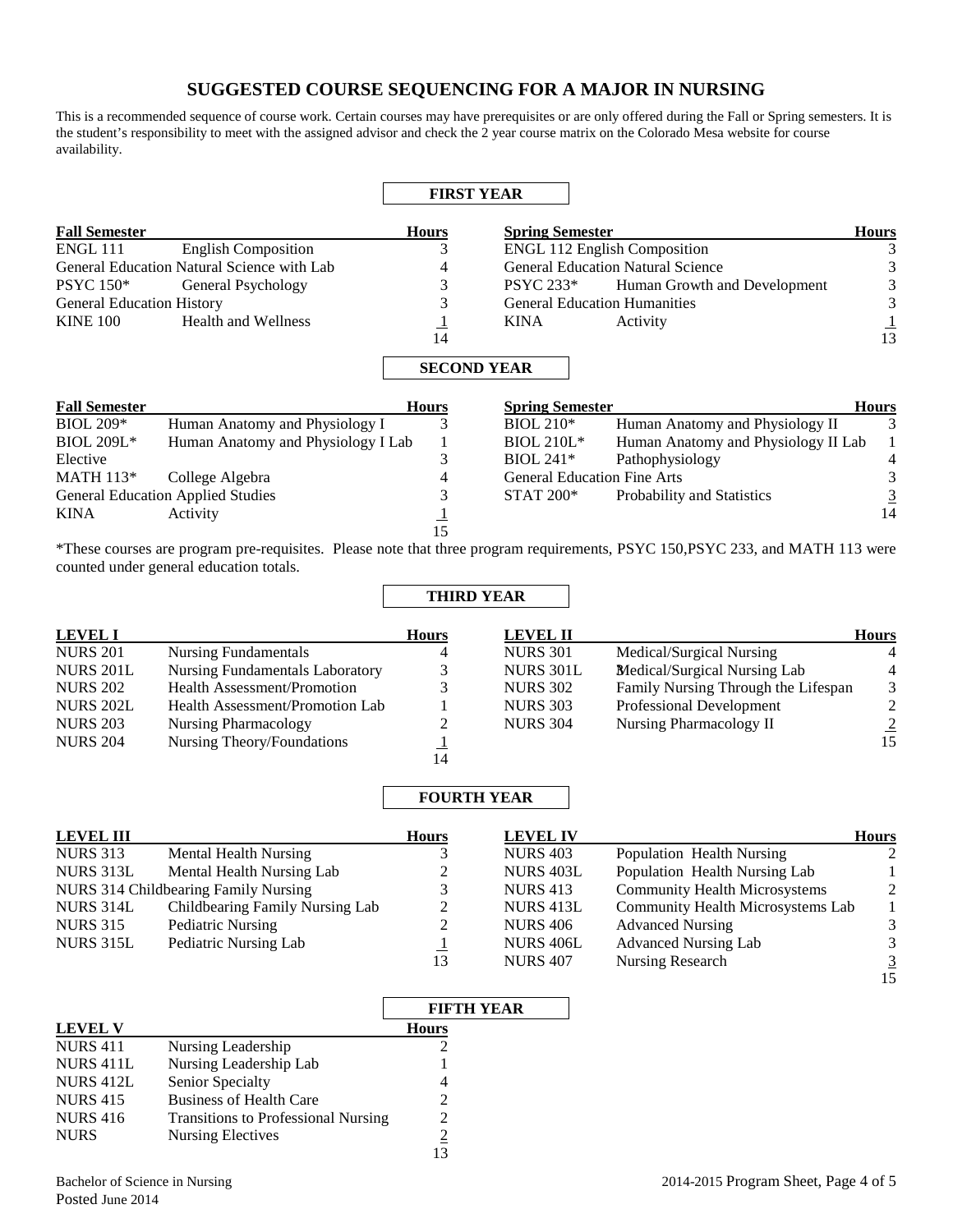# SUGGESTED COURSE SEQUENCING FOR A MAJOR IN NURSING

This is a recommended sequence of course work. Certain courses may have prerequisites or are only offered during the Fall or Spring semesters. It is the student's responsibility to meet with the assigned advisor and check the 2 year course matrix on the Colorado Mesa website for course availability.

## FIRST YEAR

| Fall Semester | | Hours | Spring Semester | | Hours |
|---|---|---|---|---|---|
| ENGL 111 | English Composition | 3 | ENGL 112 English Composition | | 3 |
| General Education Natural Science with Lab | | 4 | General Education Natural Science | | 3 |
| PSYC 150* | General Psychology | 3 | PSYC 233* | Human Growth and Development | 3 |
| General Education History | | 3 | General Education Humanities | | 3 |
| KINE 100 | Health and Wellness | 1 | KINA | Activity | 1 |
| | | 14 | | | 13 |

## SECOND YEAR

| Fall Semester | | Hours | Spring Semester | | Hours |
|---|---|---|---|---|---|
| BIOL 209* | Human Anatomy and Physiology I | 3 | BIOL 210* | Human Anatomy and Physiology II | 3 |
| BIOL 209L* | Human Anatomy and Physiology I Lab | 1 | BIOL 210L* | Human Anatomy and Physiology II Lab | 1 |
| Elective | | 3 | BIOL 241* | Pathophysiology | 4 |
| MATH 113* | College Algebra | 4 | General Education Fine Arts | | 3 |
| General Education Applied Studies | | 3 | STAT 200* | Probability and Statistics | 3 |
| KINA | Activity | 1 | | | 14 |
| | | 15 | | | |

*These courses are program pre-requisites. Please note that three program requirements, PSYC 150,PSYC 233, and MATH 113 were counted under general education totals.

## THIRD YEAR

| LEVEL I | | Hours | LEVEL II | | Hours |
|---|---|---|---|---|---|
| NURS 201 | Nursing Fundamentals | 4 | NURS 301 | Medical/Surgical Nursing | 4 |
| NURS 201L | Nursing Fundamentals Laboratory | 3 | NURS 301L | Medical/Surgical Nursing Lab | 4 |
| NURS 202 | Health Assessment/Promotion | 3 | NURS 302 | Family Nursing Through the Lifespan | 3 |
| NURS 202L | Health Assessment/Promotion Lab | 1 | NURS 303 | Professional Development | 2 |
| NURS 203 | Nursing Pharmacology | 2 | NURS 304 | Nursing Pharmacology II | 2 |
| NURS 204 | Nursing Theory/Foundations | 1 | | | 15 |
| | | 14 | | | |

## FOURTH YEAR

| LEVEL III | | Hours | LEVEL IV | | Hours |
|---|---|---|---|---|---|
| NURS 313 | Mental Health Nursing | 3 | NURS 403 | Population Health Nursing | 2 |
| NURS 313L | Mental Health Nursing Lab | 2 | NURS 403L | Population Health Nursing Lab | 1 |
| NURS 314 Childbearing Family Nursing | | 3 | NURS 413 | Community Health Microsystems | 2 |
| NURS 314L | Childbearing Family Nursing Lab | 2 | NURS 413L | Community Health Microsystems Lab | 1 |
| NURS 315 | Pediatric Nursing | 2 | NURS 406 | Advanced Nursing | 3 |
| NURS 315L | Pediatric Nursing Lab | 1 | NURS 406L | Advanced Nursing Lab | 3 |
| | | 13 | NURS 407 | Nursing Research | 3 |
| | | | | | 15 |

## FIFTH YEAR

| LEVEL V | | Hours |
|---|---|---|
| NURS 411 | Nursing Leadership | 2 |
| NURS 411L | Nursing Leadership Lab | 1 |
| NURS 412L | Senior Specialty | 4 |
| NURS 415 | Business of Health Care | 2 |
| NURS 416 | Transitions to Professional Nursing | 2 |
| NURS | Nursing Electives | 2 |
| | | 13 |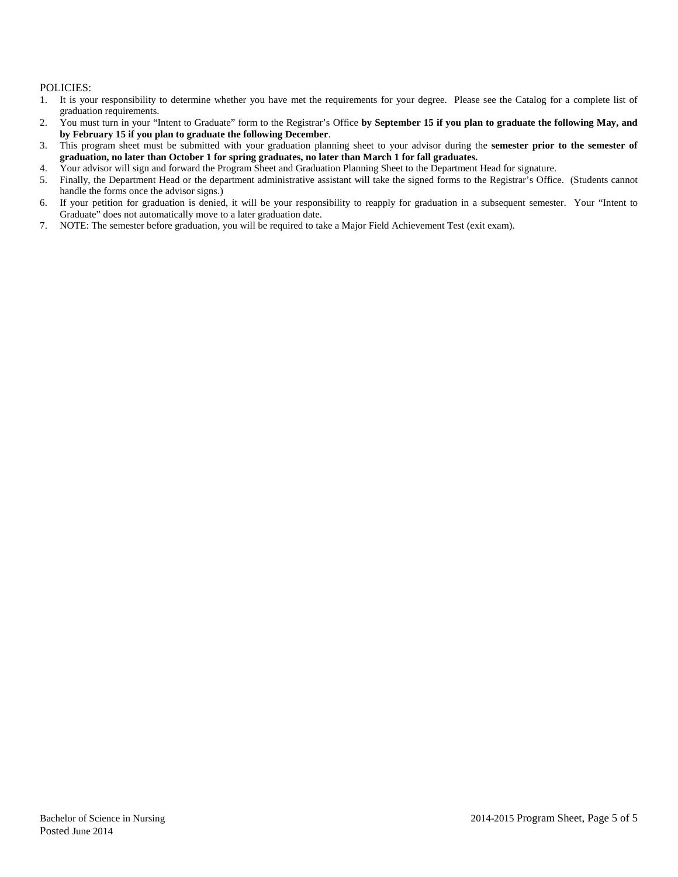POLICIES:

1. It is your responsibility to determine whether you have met the requirements for your degree. Please see the Catalog for a complete list of graduation requirements.
2. You must turn in your "Intent to Graduate" form to the Registrar's Office **by September 15 if you plan to graduate the following May, and by February 15 if you plan to graduate the following December**.
3. This program sheet must be submitted with your graduation planning sheet to your advisor during the **semester prior to the semester of graduation, no later than October 1 for spring graduates, no later than March 1 for fall graduates.**
4. Your advisor will sign and forward the Program Sheet and Graduation Planning Sheet to the Department Head for signature.
5. Finally, the Department Head or the department administrative assistant will take the signed forms to the Registrar's Office. (Students cannot handle the forms once the advisor signs.)
6. If your petition for graduation is denied, it will be your responsibility to reapply for graduation in a subsequent semester. Your "Intent to Graduate" does not automatically move to a later graduation date.
7. NOTE: The semester before graduation, you will be required to take a Major Field Achievement Test (exit exam).